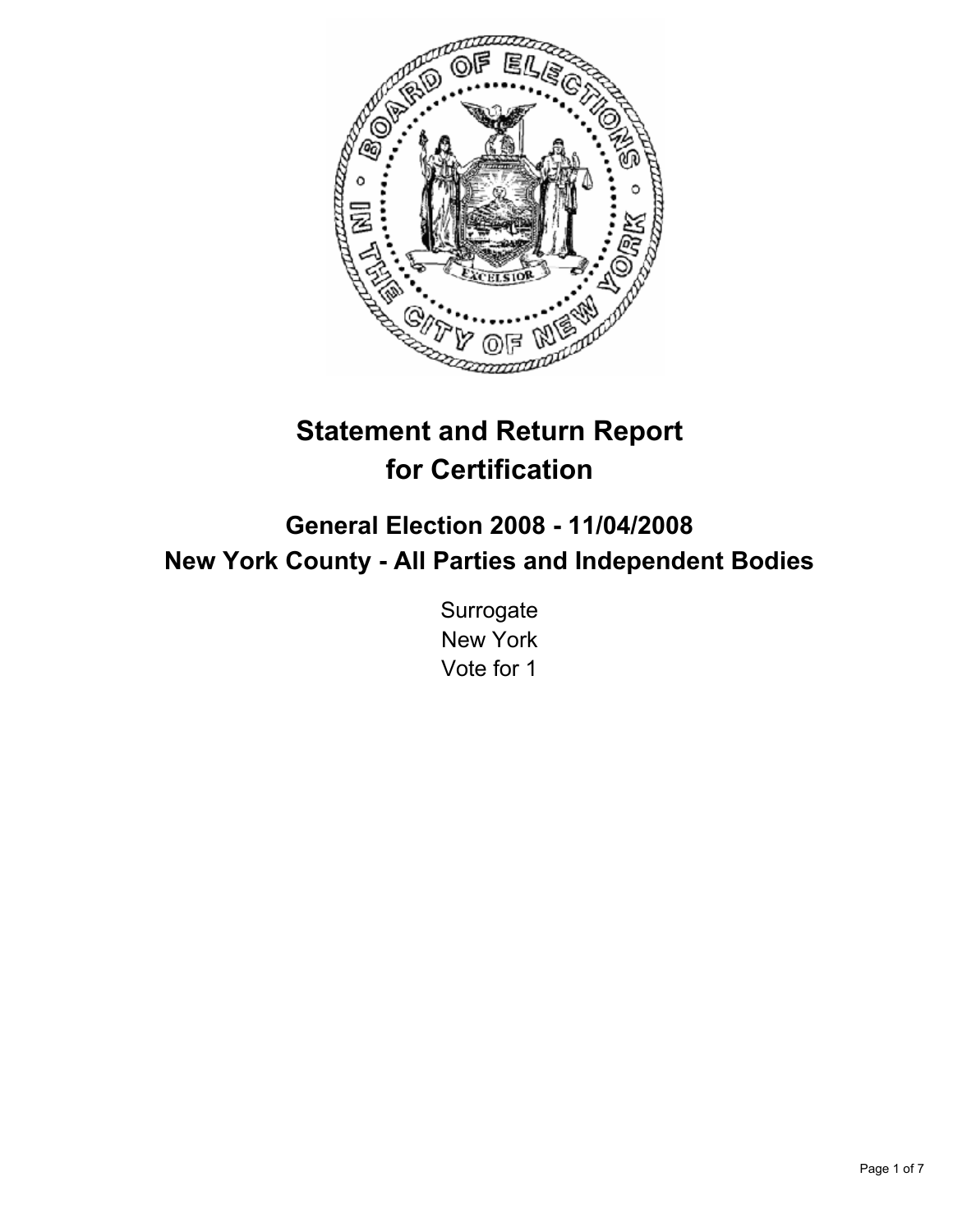# Statement and Return Report for Certification

## General Election 2008 - 11/04/2008
## New York County - All Parties and Independent Bodies

Surrogate
New York
Vote for 1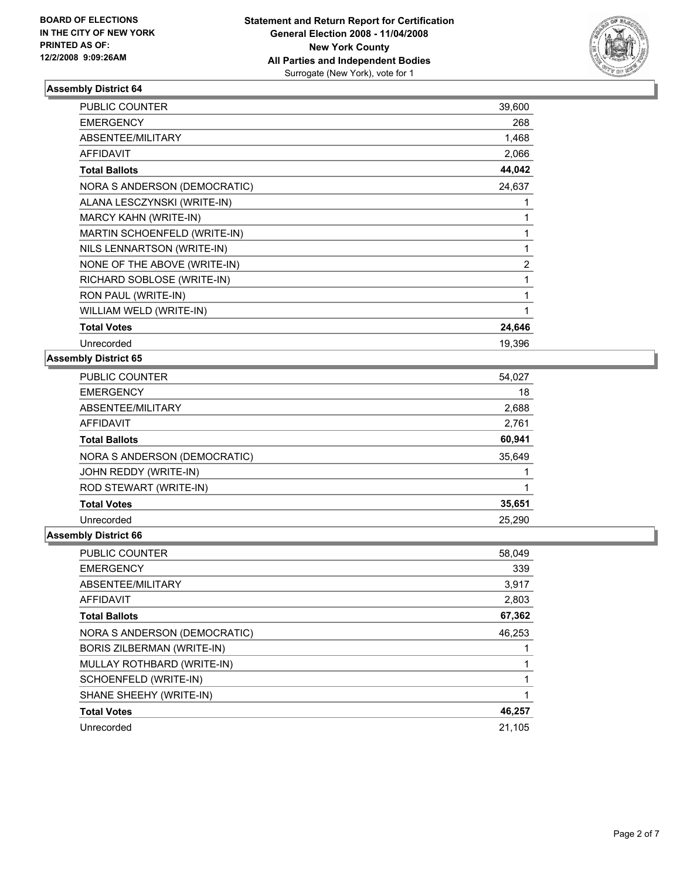**BOARD OF ELECTIONS IN THE CITY OF NEW YORK PRINTED AS OF: 12/2/2008 9:09:26AM**

**Statement and Return Report for Certification**
**General Election 2008 - 11/04/2008**
**New York County**
**All Parties and Independent Bodies**
Surrogate (New York), vote for 1

### Assembly District 64

| | |
|---|---|
| PUBLIC COUNTER | 39,600 |
| EMERGENCY | 268 |
| ABSENTEE/MILITARY | 1,468 |
| AFFIDAVIT | 2,066 |
| **Total Ballots** | **44,042** |
| NORA S ANDERSON (DEMOCRATIC) | 24,637 |
| ALANA LESCZYNSKI (WRITE-IN) | 1 |
| MARCY KAHN (WRITE-IN) | 1 |
| MARTIN SCHOENFELD (WRITE-IN) | 1 |
| NILS LENNARTSON (WRITE-IN) | 1 |
| NONE OF THE ABOVE (WRITE-IN) | 2 |
| RICHARD SOBLOSE (WRITE-IN) | 1 |
| RON PAUL (WRITE-IN) | 1 |
| WILLIAM WELD (WRITE-IN) | 1 |
| **Total Votes** | **24,646** |
| Unrecorded | 19,396 |

### Assembly District 65

| | |
|---|---|
| PUBLIC COUNTER | 54,027 |
| EMERGENCY | 18 |
| ABSENTEE/MILITARY | 2,688 |
| AFFIDAVIT | 2,761 |
| **Total Ballots** | **60,941** |
| NORA S ANDERSON (DEMOCRATIC) | 35,649 |
| JOHN REDDY (WRITE-IN) | 1 |
| ROD STEWART (WRITE-IN) | 1 |
| **Total Votes** | **35,651** |
| Unrecorded | 25,290 |

### Assembly District 66

| | |
|---|---|
| PUBLIC COUNTER | 58,049 |
| EMERGENCY | 339 |
| ABSENTEE/MILITARY | 3,917 |
| AFFIDAVIT | 2,803 |
| **Total Ballots** | **67,362** |
| NORA S ANDERSON (DEMOCRATIC) | 46,253 |
| BORIS ZILBERMAN (WRITE-IN) | 1 |
| MULLAY ROTHBARD (WRITE-IN) | 1 |
| SCHOENFELD (WRITE-IN) | 1 |
| SHANE SHEEHY (WRITE-IN) | 1 |
| **Total Votes** | **46,257** |
| Unrecorded | 21,105 |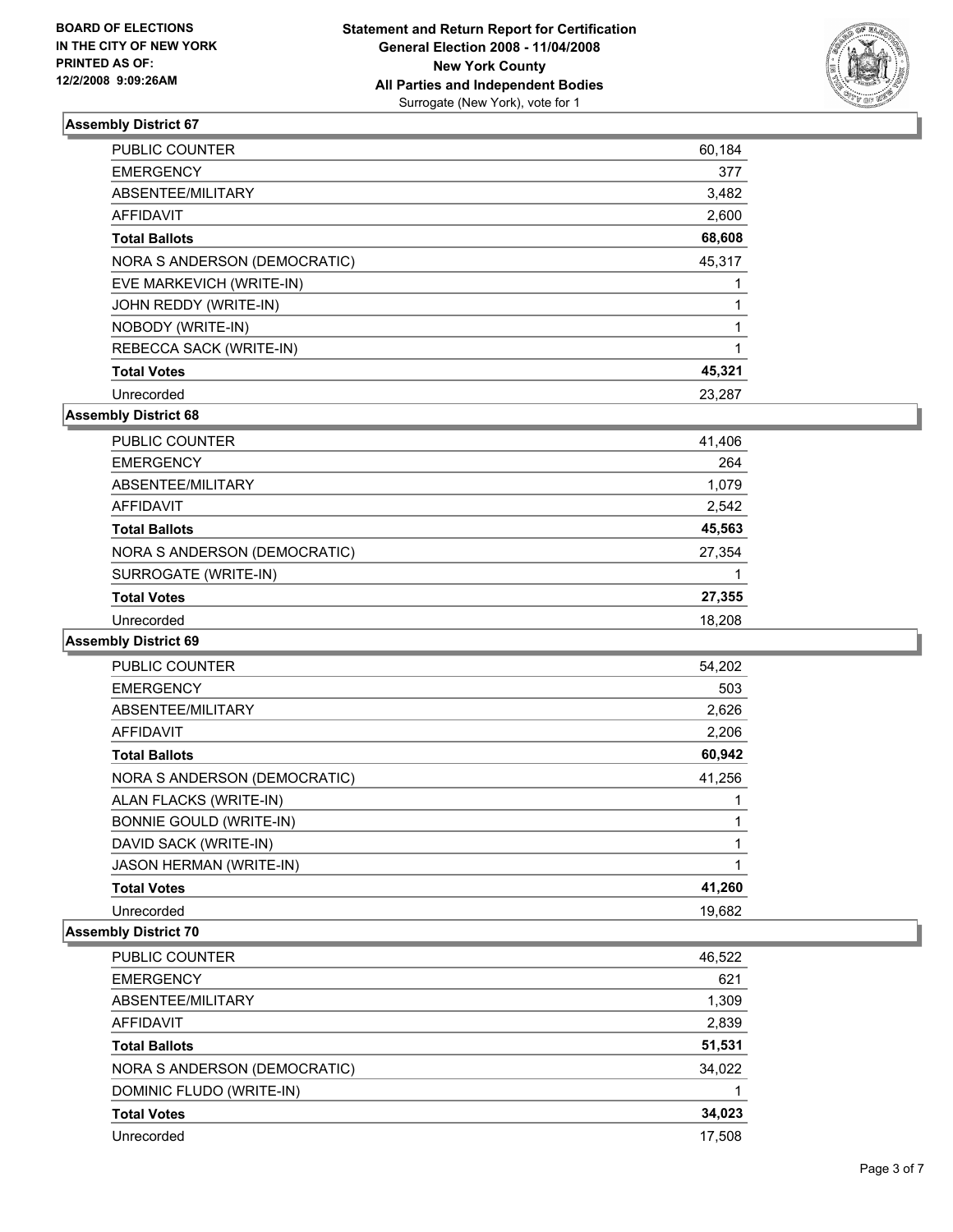**BOARD OF ELECTIONS IN THE CITY OF NEW YORK PRINTED AS OF: 12/2/2008 9:09:26AM**

**Statement and Return Report for Certification**
**General Election 2008 - 11/04/2008**
**New York County**
**All Parties and Independent Bodies**
Surrogate (New York), vote for 1

### Assembly District 67

| | |
|---|---|
| PUBLIC COUNTER | 60,184 |
| EMERGENCY | 377 |
| ABSENTEE/MILITARY | 3,482 |
| AFFIDAVIT | 2,600 |
| **Total Ballots** | **68,608** |
| NORA S ANDERSON (DEMOCRATIC) | 45,317 |
| EVE MARKEVICH (WRITE-IN) | 1 |
| JOHN REDDY (WRITE-IN) | 1 |
| NOBODY (WRITE-IN) | 1 |
| REBECCA SACK (WRITE-IN) | 1 |
| **Total Votes** | **45,321** |
| Unrecorded | 23,287 |

### Assembly District 68

| | |
|---|---|
| PUBLIC COUNTER | 41,406 |
| EMERGENCY | 264 |
| ABSENTEE/MILITARY | 1,079 |
| AFFIDAVIT | 2,542 |
| **Total Ballots** | **45,563** |
| NORA S ANDERSON (DEMOCRATIC) | 27,354 |
| SURROGATE (WRITE-IN) | 1 |
| **Total Votes** | **27,355** |
| Unrecorded | 18,208 |

### Assembly District 69

| | |
|---|---|
| PUBLIC COUNTER | 54,202 |
| EMERGENCY | 503 |
| ABSENTEE/MILITARY | 2,626 |
| AFFIDAVIT | 2,206 |
| **Total Ballots** | **60,942** |
| NORA S ANDERSON (DEMOCRATIC) | 41,256 |
| ALAN FLACKS (WRITE-IN) | 1 |
| BONNIE GOULD (WRITE-IN) | 1 |
| DAVID SACK (WRITE-IN) | 1 |
| JASON HERMAN (WRITE-IN) | 1 |
| **Total Votes** | **41,260** |
| Unrecorded | 19,682 |

### Assembly District 70

| | |
|---|---|
| PUBLIC COUNTER | 46,522 |
| EMERGENCY | 621 |
| ABSENTEE/MILITARY | 1,309 |
| AFFIDAVIT | 2,839 |
| **Total Ballots** | **51,531** |
| NORA S ANDERSON (DEMOCRATIC) | 34,022 |
| DOMINIC FLUDO (WRITE-IN) | 1 |
| **Total Votes** | **34,023** |
| Unrecorded | 17,508 |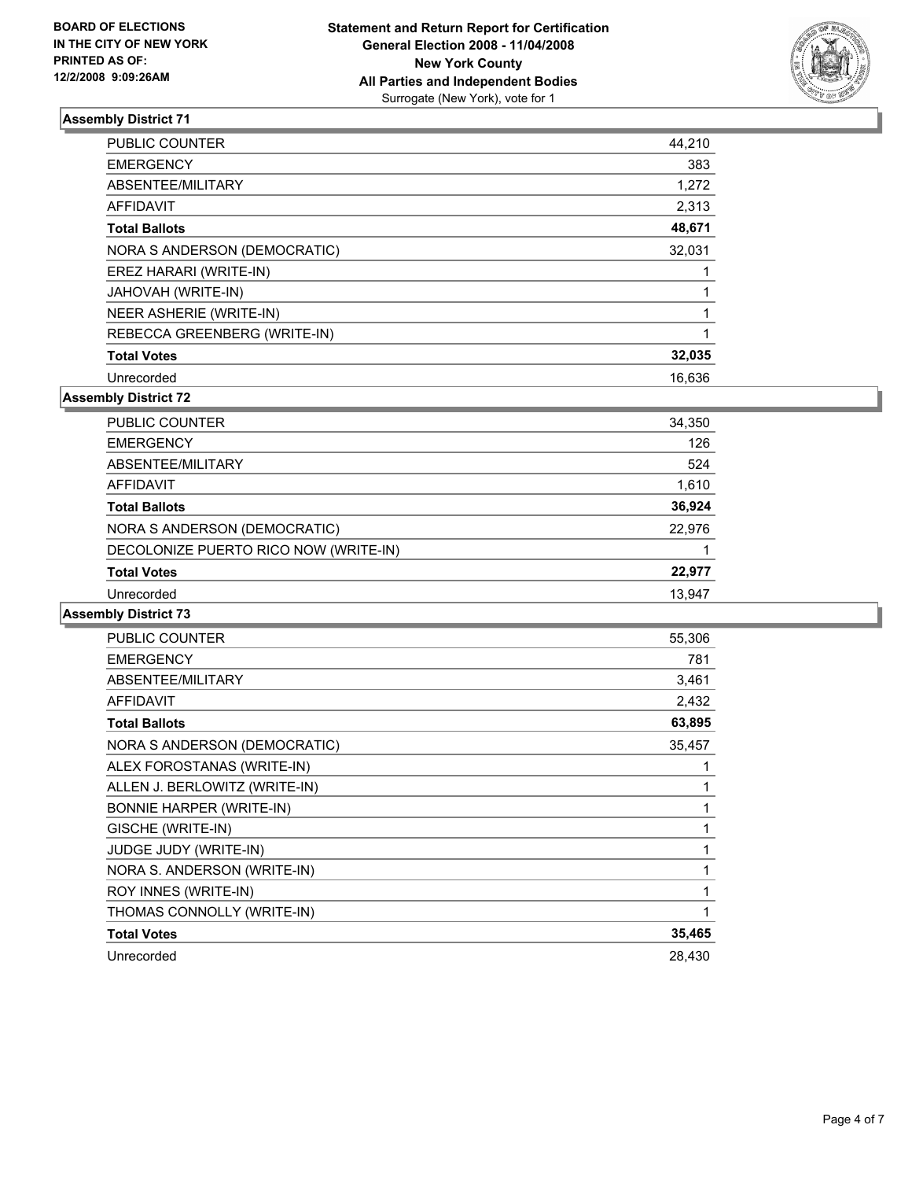**BOARD OF ELECTIONS IN THE CITY OF NEW YORK PRINTED AS OF: 12/2/2008 9:09:26AM**

**Statement and Return Report for Certification General Election 2008 - 11/04/2008 New York County All Parties and Independent Bodies**
Surrogate (New York), vote for 1

## Assembly District 71

| | |
|---|---|
| PUBLIC COUNTER | 44,210 |
| EMERGENCY | 383 |
| ABSENTEE/MILITARY | 1,272 |
| AFFIDAVIT | 2,313 |
| **Total Ballots** | **48,671** |
| NORA S ANDERSON (DEMOCRATIC) | 32,031 |
| EREZ HARARI (WRITE-IN) | 1 |
| JAHOVAH (WRITE-IN) | 1 |
| NEER ASHERIE (WRITE-IN) | 1 |
| REBECCA GREENBERG (WRITE-IN) | 1 |
| **Total Votes** | **32,035** |
| Unrecorded | 16,636 |

## Assembly District 72

| | |
|---|---|
| PUBLIC COUNTER | 34,350 |
| EMERGENCY | 126 |
| ABSENTEE/MILITARY | 524 |
| AFFIDAVIT | 1,610 |
| **Total Ballots** | **36,924** |
| NORA S ANDERSON (DEMOCRATIC) | 22,976 |
| DECOLONIZE PUERTO RICO NOW (WRITE-IN) | 1 |
| **Total Votes** | **22,977** |
| Unrecorded | 13,947 |

## Assembly District 73

| | |
|---|---|
| PUBLIC COUNTER | 55,306 |
| EMERGENCY | 781 |
| ABSENTEE/MILITARY | 3,461 |
| AFFIDAVIT | 2,432 |
| **Total Ballots** | **63,895** |
| NORA S ANDERSON (DEMOCRATIC) | 35,457 |
| ALEX FOROSTANAS (WRITE-IN) | 1 |
| ALLEN J. BERLOWITZ (WRITE-IN) | 1 |
| BONNIE HARPER (WRITE-IN) | 1 |
| GISCHE (WRITE-IN) | 1 |
| JUDGE JUDY (WRITE-IN) | 1 |
| NORA S. ANDERSON (WRITE-IN) | 1 |
| ROY INNES (WRITE-IN) | 1 |
| THOMAS CONNOLLY (WRITE-IN) | 1 |
| **Total Votes** | **35,465** |
| Unrecorded | 28,430 |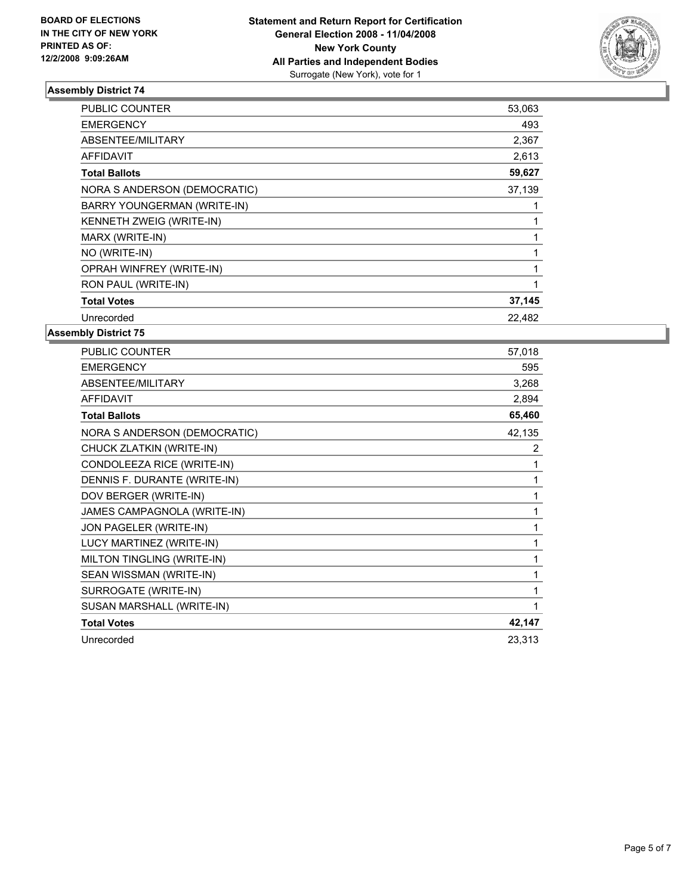BOARD OF ELECTIONS
IN THE CITY OF NEW YORK
PRINTED AS OF:
12/2/2008 9:09:26AM

# Statement and Return Report for Certification
## General Election 2008 - 11/04/2008
## New York County
## All Parties and Independent Bodies
Surrogate (New York), vote for 1

### Assembly District 74

| | |
|---|---|
| PUBLIC COUNTER | 53,063 |
| EMERGENCY | 493 |
| ABSENTEE/MILITARY | 2,367 |
| AFFIDAVIT | 2,613 |
| **Total Ballots** | **59,627** |
| NORA S ANDERSON (DEMOCRATIC) | 37,139 |
| BARRY YOUNGERMAN (WRITE-IN) | 1 |
| KENNETH ZWEIG (WRITE-IN) | 1 |
| MARX (WRITE-IN) | 1 |
| NO (WRITE-IN) | 1 |
| OPRAH WINFREY (WRITE-IN) | 1 |
| RON PAUL (WRITE-IN) | 1 |
| **Total Votes** | **37,145** |
| Unrecorded | 22,482 |

### Assembly District 75

| | |
|---|---|
| PUBLIC COUNTER | 57,018 |
| EMERGENCY | 595 |
| ABSENTEE/MILITARY | 3,268 |
| AFFIDAVIT | 2,894 |
| **Total Ballots** | **65,460** |
| NORA S ANDERSON (DEMOCRATIC) | 42,135 |
| CHUCK ZLATKIN (WRITE-IN) | 2 |
| CONDOLEEZA RICE (WRITE-IN) | 1 |
| DENNIS F. DURANTE (WRITE-IN) | 1 |
| DOV BERGER (WRITE-IN) | 1 |
| JAMES CAMPAGNOLA (WRITE-IN) | 1 |
| JON PAGELER (WRITE-IN) | 1 |
| LUCY MARTINEZ (WRITE-IN) | 1 |
| MILTON TINGLING (WRITE-IN) | 1 |
| SEAN WISSMAN (WRITE-IN) | 1 |
| SURROGATE (WRITE-IN) | 1 |
| SUSAN MARSHALL (WRITE-IN) | 1 |
| **Total Votes** | **42,147** |
| Unrecorded | 23,313 |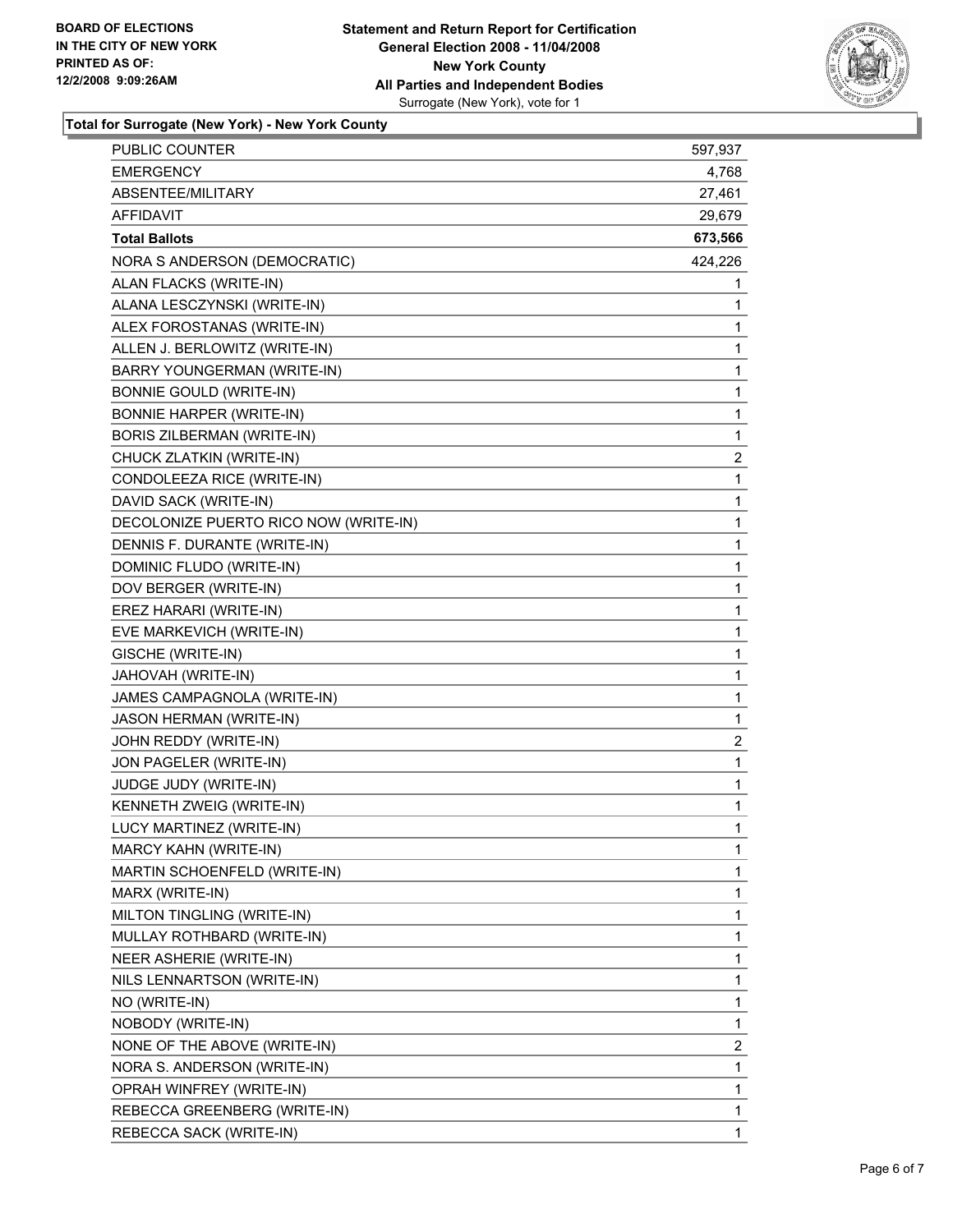**BOARD OF ELECTIONS IN THE CITY OF NEW YORK PRINTED AS OF: 12/2/2008 9:09:26AM**

**Statement and Return Report for Certification General Election 2008 - 11/04/2008 New York County All Parties and Independent Bodies**
Surrogate (New York), vote for 1

**Total for Surrogate (New York) - New York County**

| | |
|---|---|
| PUBLIC COUNTER | 597,937 |
| EMERGENCY | 4,768 |
| ABSENTEE/MILITARY | 27,461 |
| AFFIDAVIT | 29,679 |
| **Total Ballots** | **673,566** |
| NORA S ANDERSON (DEMOCRATIC) | 424,226 |
| ALAN FLACKS (WRITE-IN) | 1 |
| ALANA LESCZYNSKI (WRITE-IN) | 1 |
| ALEX FOROSTANAS (WRITE-IN) | 1 |
| ALLEN J. BERLOWITZ (WRITE-IN) | 1 |
| BARRY YOUNGERMAN (WRITE-IN) | 1 |
| BONNIE GOULD (WRITE-IN) | 1 |
| BONNIE HARPER (WRITE-IN) | 1 |
| BORIS ZILBERMAN (WRITE-IN) | 1 |
| CHUCK ZLATKIN (WRITE-IN) | 2 |
| CONDOLEEZA RICE (WRITE-IN) | 1 |
| DAVID SACK (WRITE-IN) | 1 |
| DECOLONIZE PUERTO RICO NOW (WRITE-IN) | 1 |
| DENNIS F. DURANTE (WRITE-IN) | 1 |
| DOMINIC FLUDO (WRITE-IN) | 1 |
| DOV BERGER (WRITE-IN) | 1 |
| EREZ HARARI (WRITE-IN) | 1 |
| EVE MARKEVICH (WRITE-IN) | 1 |
| GISCHE (WRITE-IN) | 1 |
| JAHOVAH (WRITE-IN) | 1 |
| JAMES CAMPAGNOLA (WRITE-IN) | 1 |
| JASON HERMAN (WRITE-IN) | 1 |
| JOHN REDDY (WRITE-IN) | 2 |
| JON PAGELER (WRITE-IN) | 1 |
| JUDGE JUDY (WRITE-IN) | 1 |
| KENNETH ZWEIG (WRITE-IN) | 1 |
| LUCY MARTINEZ (WRITE-IN) | 1 |
| MARCY KAHN (WRITE-IN) | 1 |
| MARTIN SCHOENFELD (WRITE-IN) | 1 |
| MARX (WRITE-IN) | 1 |
| MILTON TINGLING (WRITE-IN) | 1 |
| MULLAY ROTHBARD (WRITE-IN) | 1 |
| NEER ASHERIE (WRITE-IN) | 1 |
| NILS LENNARTSON (WRITE-IN) | 1 |
| NO (WRITE-IN) | 1 |
| NOBODY (WRITE-IN) | 1 |
| NONE OF THE ABOVE (WRITE-IN) | 2 |
| NORA S. ANDERSON (WRITE-IN) | 1 |
| OPRAH WINFREY (WRITE-IN) | 1 |
| REBECCA GREENBERG (WRITE-IN) | 1 |
| REBECCA SACK (WRITE-IN) | 1 |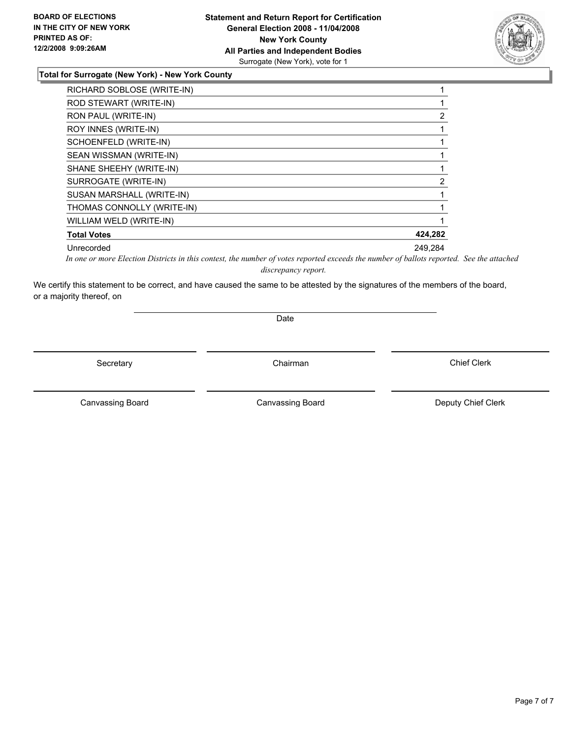**BOARD OF ELECTIONS IN THE CITY OF NEW YORK**
**PRINTED AS OF: 12/2/2008 9:09:26AM**

**Statement and Return Report for Certification**
**General Election 2008 - 11/04/2008**
**New York County**
**All Parties and Independent Bodies**
Surrogate (New York), vote for 1

### Total for Surrogate (New York) - New York County

| | |
|---|---|
| RICHARD SOBLOSE (WRITE-IN) | 1 |
| ROD STEWART (WRITE-IN) | 1 |
| RON PAUL (WRITE-IN) | 2 |
| ROY INNES (WRITE-IN) | 1 |
| SCHOENFELD (WRITE-IN) | 1 |
| SEAN WISSMAN (WRITE-IN) | 1 |
| SHANE SHEEHY (WRITE-IN) | 1 |
| SURROGATE (WRITE-IN) | 2 |
| SUSAN MARSHALL (WRITE-IN) | 1 |
| THOMAS CONNOLLY (WRITE-IN) | 1 |
| WILLIAM WELD (WRITE-IN) | 1 |
| **Total Votes** | **424,282** |
| Unrecorded | 249,284 |

*In one or more Election Districts in this contest, the number of votes reported exceeds the number of ballots reported. See the attached discrepancy report.*

We certify this statement to be correct, and have caused the same to be attested by the signatures of the members of the board, or a majority thereof, on

Date

Secretary

Chairman

Chief Clerk

Canvassing Board

Canvassing Board

Deputy Chief Clerk